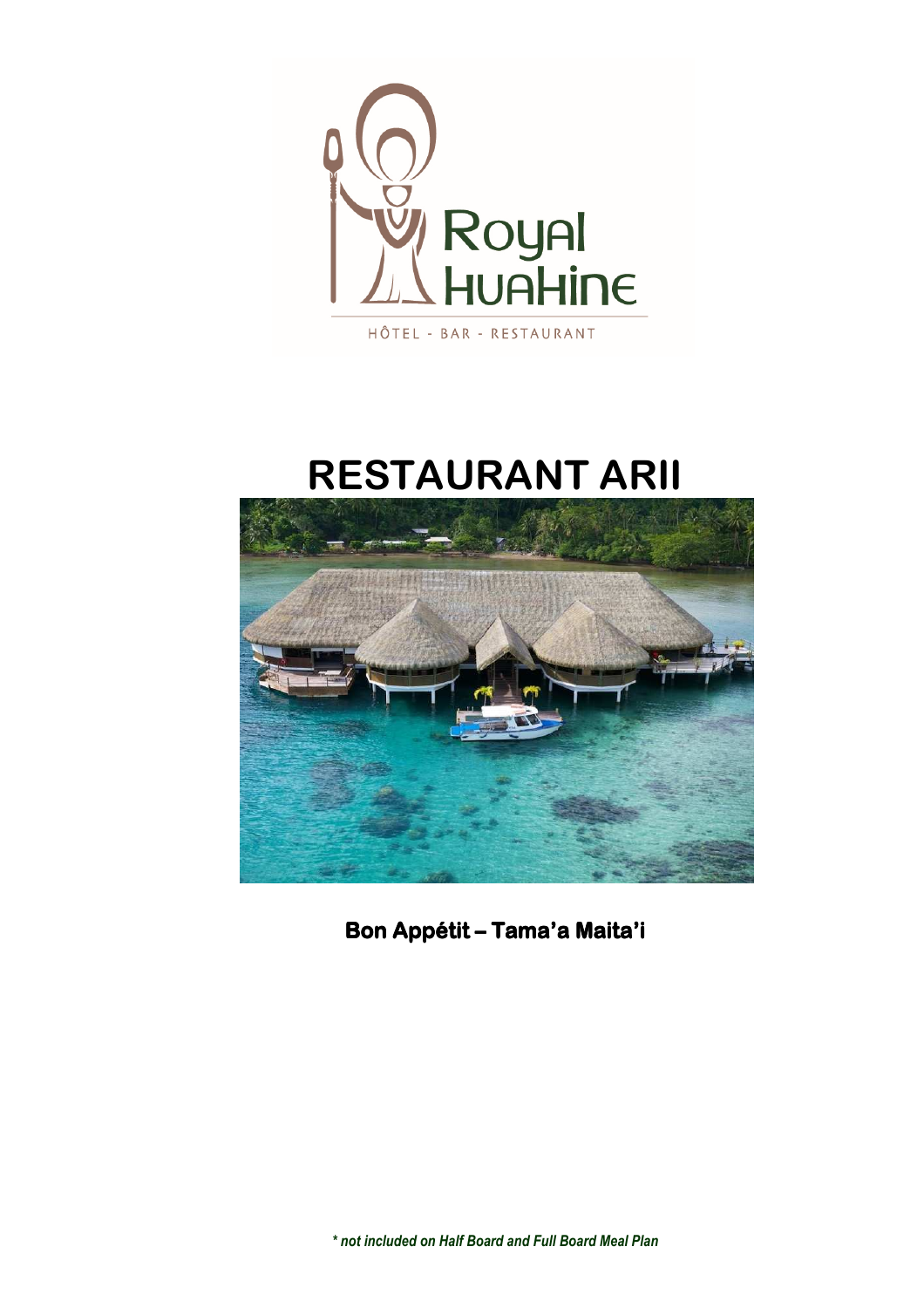Royal Huahine

HÔTEL - BAR - RESTAURANT

# RESTAURANT ARII

**Bon Appétit – Tama'a Maita'i**

*** not included on Half Board and Full Board Meal Plan***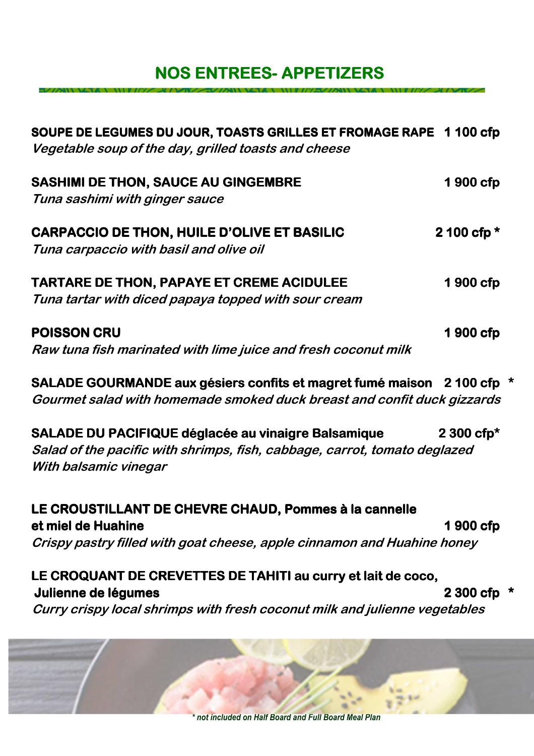# NOS ENTREES- APPETIZERS

**SOUPE DE LEGUMES DU JOUR, TOASTS GRILLES ET FROMAGE RAPE** **1 100 cfp**
*Vegetable soup of the day, grilled toasts and cheese*

**SASHIMI DE THON, SAUCE AU GINGEMBRE** **1 900 cfp**
*Tuna sashimi with ginger sauce*

**CARPACCIO DE THON, HUILE D'OLIVE ET BASILIC** **2 100 cfp ***
*Tuna carpaccio with basil and olive oil*

**TARTARE DE THON, PAPAYE ET CREME ACIDULEE** **1 900 cfp**
*Tuna tartar with diced papaya topped with sour cream*

**POISSON CRU** **1 900 cfp**
*Raw tuna fish marinated with lime juice and fresh coconut milk*

**SALADE GOURMANDE aux gésiers confits et magret fumé maison** **2 100 cfp ***
*Gourmet salad with homemade smoked duck breast and confit duck gizzards*

**SALADE DU PACIFIQUE déglacée au vinaigre Balsamique** **2 300 cfp***
*Salad of the pacific with shrimps, fish, cabbage, carrot, tomato deglazed With balsamic vinegar*

**LE CROUSTILLANT DE CHEVRE CHAUD, Pommes à la cannelle et miel de Huahine** **1 900 cfp**
*Crispy pastry filled with goat cheese, apple cinnamon and Huahine honey*

**LE CROQUANT DE CREVETTES DE TAHITI au curry et lait de coco, Julienne de légumes** **2 300 cfp ***
*Curry crispy local shrimps with fresh coconut milk and julienne vegetables*

*** not included on Half Board and Full Board Meal Plan**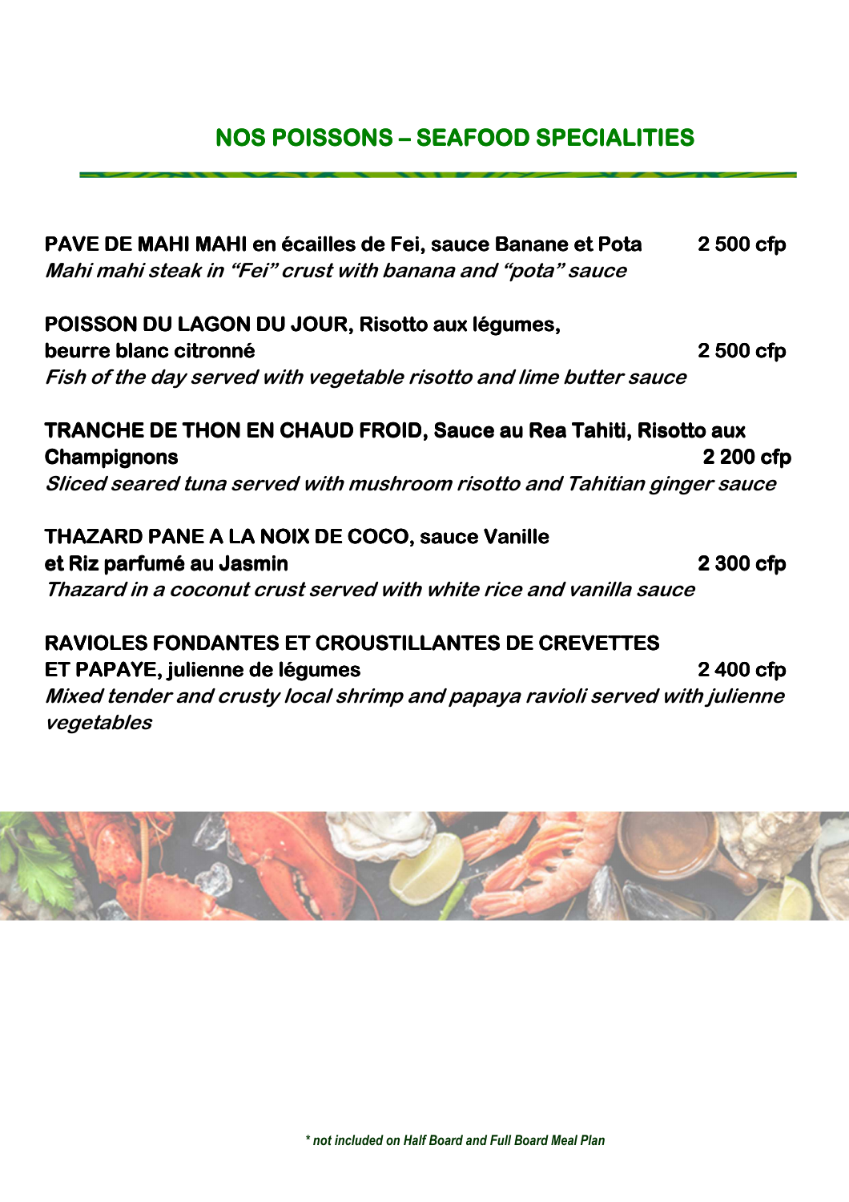## NOS POISSONS – SEAFOOD SPECIALITIES

**PAVE DE MAHI MAHI en écailles de Fei, sauce Banane et Pota** **2 500 cfp**
*Mahi mahi steak in "Fei" crust with banana and "pota" sauce*

**POISSON DU LAGON DU JOUR, Risotto aux légumes, beurre blanc citronné** **2 500 cfp**
*Fish of the day served with vegetable risotto and lime butter sauce*

**TRANCHE DE THON EN CHAUD FROID, Sauce au Rea Tahiti, Risotto aux Champignons** **2 200 cfp**
*Sliced seared tuna served with mushroom risotto and Tahitian ginger sauce*

**THAZARD PANE A LA NOIX DE COCO, sauce Vanille et Riz parfumé au Jasmin** **2 300 cfp**
*Thazard in a coconut crust served with white rice and vanilla sauce*

**RAVIOLES FONDANTES ET CROUSTILLANTES DE CREVETTES ET PAPAYE, julienne de légumes** **2 400 cfp**
*Mixed tender and crusty local shrimp and papaya ravioli served with julienne vegetables*

*\* not included on Half Board and Full Board Meal Plan*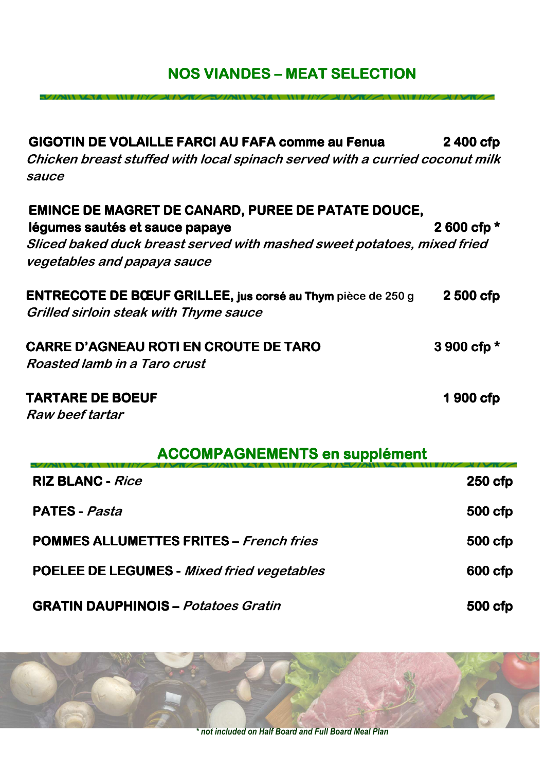## NOS VIANDES – MEAT SELECTION

**GIGOTIN DE VOLAILLE FARCI AU FAFA comme au Fenua** **2 400 cfp**
*Chicken breast stuffed with local spinach served with a curried coconut milk sauce*

**EMINCE DE MAGRET DE CANARD, PUREE DE PATATE DOUCE, légumes sautés et sauce papaye** **2 600 cfp ***
*Sliced baked duck breast served with mashed sweet potatoes, mixed fried vegetables and papaya sauce*

**ENTRECOTE DE BŒUF GRILLEE, jus corsé au Thym** pièce de 250 g **2 500 cfp**
*Grilled sirloin steak with Thyme sauce*

**CARRE D'AGNEAU ROTI EN CROUTE DE TARO** **3 900 cfp ***
*Roasted lamb in a Taro crust*

**TARTARE DE BOEUF** **1 900 cfp**
*Raw beef tartar*

## ACCOMPAGNEMENTS en supplément

| | |
|---|---|
| **RIZ BLANC** - *Rice* | **250 cfp** |
| **PATES** - *Pasta* | **500 cfp** |
| **POMMES ALLUMETTES FRITES** – *French fries* | **500 cfp** |
| **POELEE DE LEGUMES** - *Mixed fried vegetables* | **600 cfp** |
| **GRATIN DAUPHINOIS** – *Potatoes Gratin* | **500 cfp** |

*** not included on Half Board and Full Board Meal Plan*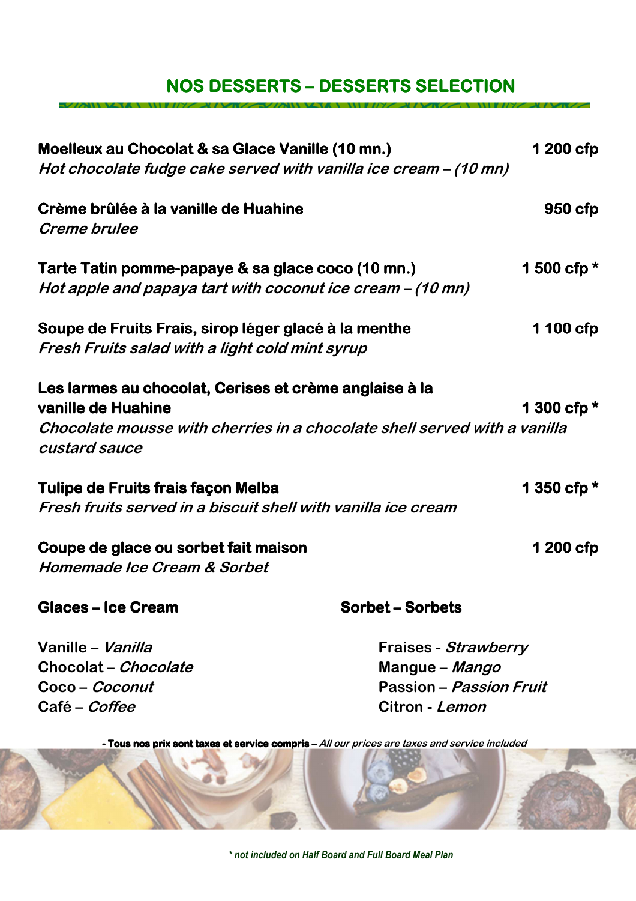## NOS DESSERTS – DESSERTS SELECTION

**Moelleux au Chocolat & sa Glace Vanille (10 mn.)** **1 200 cfp**
*Hot chocolate fudge cake served with vanilla ice cream – (10 mn)*

**Crème brûlée à la vanille de Huahine** **950 cfp**
*Creme brulee*

**Tarte Tatin pomme-papaye & sa glace coco (10 mn.)** **1 500 cfp \***
*Hot apple and papaya tart with coconut ice cream – (10 mn)*

**Soupe de Fruits Frais, sirop léger glacé à la menthe** **1 100 cfp**
*Fresh Fruits salad with a light cold mint syrup*

**Les larmes au chocolat, Cerises et crème anglaise à la vanille de Huahine** **1 300 cfp \***
*Chocolate mousse with cherries in a chocolate shell served with a vanilla custard sauce*

**Tulipe de Fruits frais façon Melba** **1 350 cfp \***
*Fresh fruits served in a biscuit shell with vanilla ice cream*

**Coupe de glace ou sorbet fait maison** **1 200 cfp**
*Homemade Ice Cream & Sorbet*

**Glaces – Ice Cream**

Vanille – *Vanilla*
Chocolat – *Chocolate*
Coco – *Coconut*
Café – *Coffee*

**Sorbet – Sorbets**

Fraises - *Strawberry*
Mangue – *Mango*
Passion – *Passion Fruit*
Citron - *Lemon*

**- Tous nos prix sont taxes et service compris –** *All our prices are taxes and service included*

*\* not included on Half Board and Full Board Meal Plan*